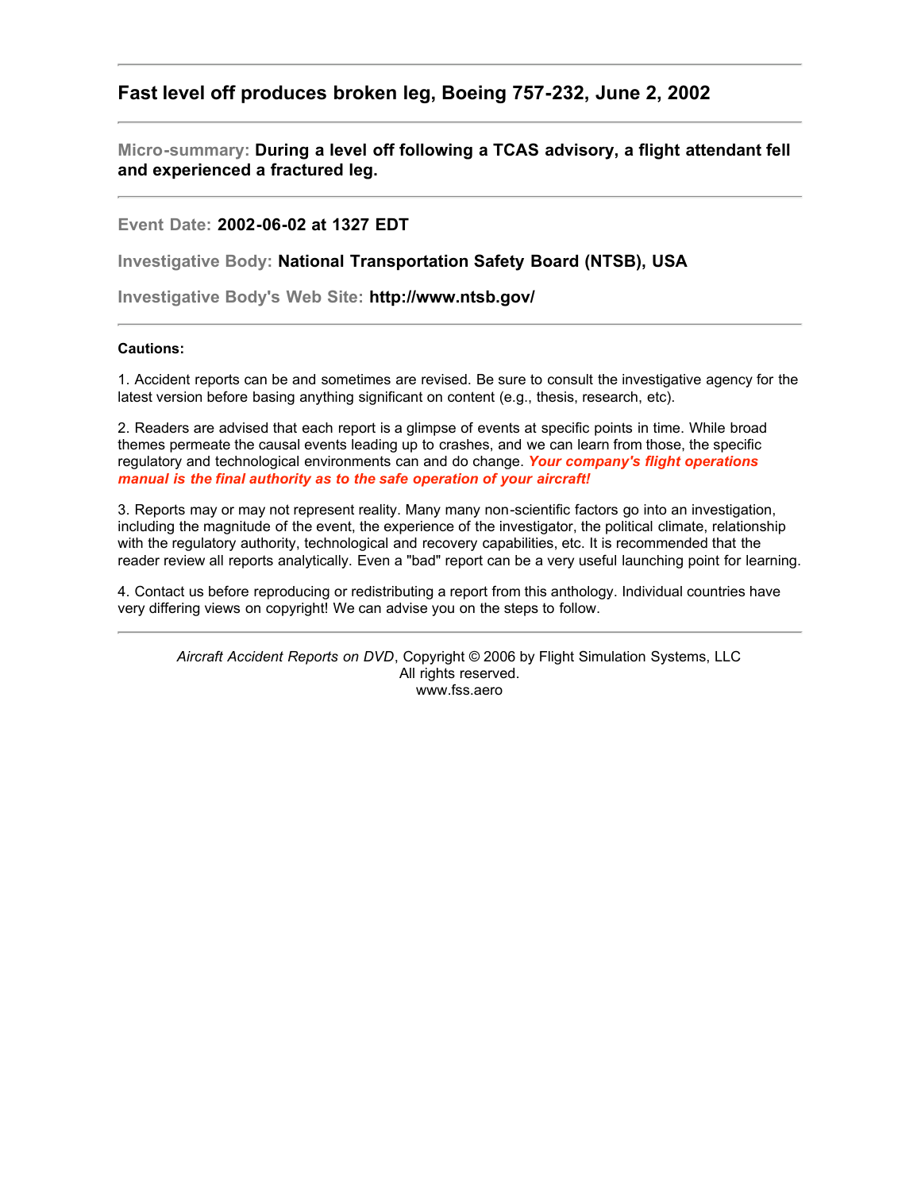---

## Fast level off produces broken leg, Boeing 757-232, June 2, 2002

---

**Micro-summary: During a level off following a TCAS advisory, a flight attendant fell and experienced a fractured leg.**

---

**Event Date: 2002-06-02 at 1327 EDT**

**Investigative Body: National Transportation Safety Board (NTSB), USA**

**Investigative Body's Web Site: http://www.ntsb.gov/**

---

**Cautions:**

1. Accident reports can be and sometimes are revised. Be sure to consult the investigative agency for the latest version before basing anything significant on content (e.g., thesis, research, etc).

2. Readers are advised that each report is a glimpse of events at specific points in time. While broad themes permeate the causal events leading up to crashes, and we can learn from those, the specific regulatory and technological environments can and do change. ***Your company's flight operations manual is the final authority as to the safe operation of your aircraft!***

3. Reports may or may not represent reality. Many many non-scientific factors go into an investigation, including the magnitude of the event, the experience of the investigator, the political climate, relationship with the regulatory authority, technological and recovery capabilities, etc. It is recommended that the reader review all reports analytically. Even a "bad" report can be a very useful launching point for learning.

4. Contact us before reproducing or redistributing a report from this anthology. Individual countries have very differing views on copyright! We can advise you on the steps to follow.

---

*Aircraft Accident Reports on DVD*, Copyright © 2006 by Flight Simulation Systems, LLC
All rights reserved.
www.fss.aero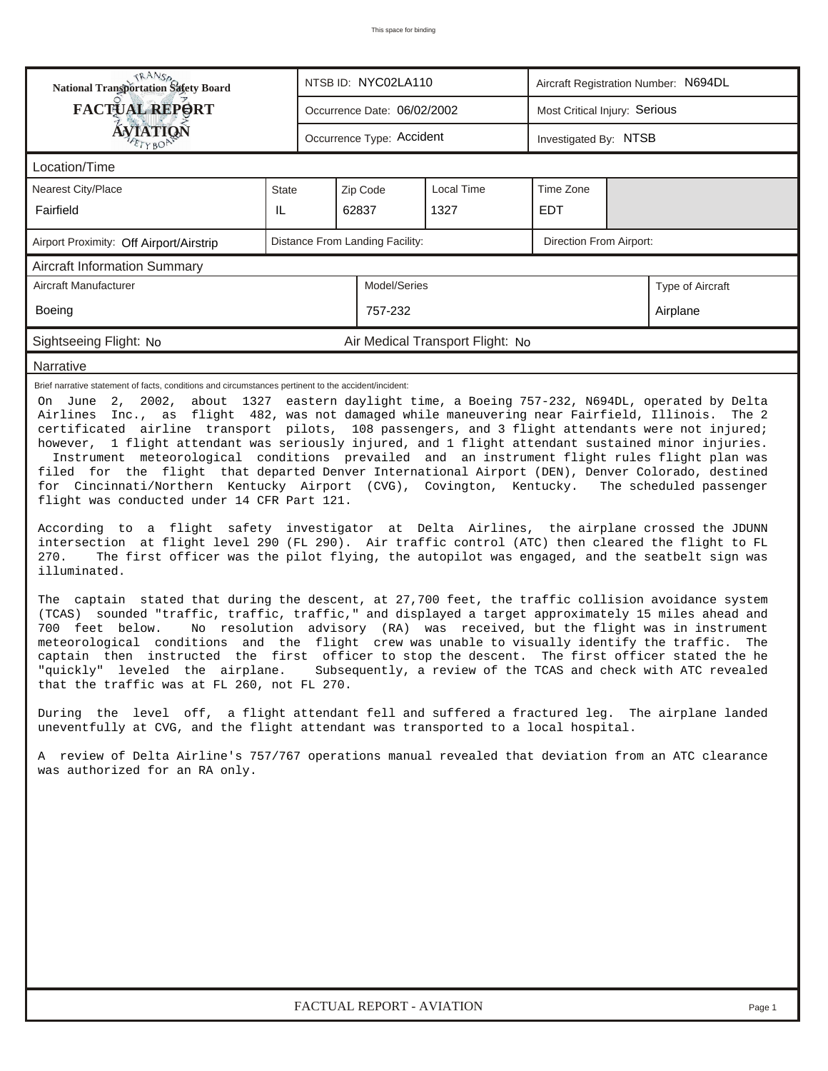This space for binding

| National Transportation Safety Board FACTUAL REPORT AVIATION | NTSB ID: NYC02LA110 | Aircraft Registration Number: N694DL |
| --- | --- | --- |
| | Occurrence Date: 06/02/2002 | Most Critical Injury: Serious |
| | Occurrence Type: Accident | Investigated By: NTSB |

## Location/Time

| Nearest City/Place | State | Zip Code | Local Time | Time Zone |
| --- | --- | --- | --- | --- |
| Fairfield | IL | 62837 | 1327 | EDT |

| Airport Proximity: Off Airport/Airstrip | Distance From Landing Facility: | Direction From Airport: |
| --- | --- | --- |

## Aircraft Information Summary

| Aircraft Manufacturer | Model/Series | Type of Aircraft |
| --- | --- | --- |
| Boeing | 757-232 | Airplane |

Sightseeing Flight: No | Air Medical Transport Flight: No

## Narrative

Brief narrative statement of facts, conditions and circumstances pertinent to the accident/incident:

On June 2, 2002, about 1327 eastern daylight time, a Boeing 757-232, N694DL, operated by Delta Airlines Inc., as flight 482, was not damaged while maneuvering near Fairfield, Illinois. The 2 certificated airline transport pilots, 108 passengers, and 3 flight attendants were not injured; however, 1 flight attendant was seriously injured, and 1 flight attendant sustained minor injuries. Instrument meteorological conditions prevailed and an instrument flight rules flight plan was filed for the flight that departed Denver International Airport (DEN), Denver Colorado, destined for Cincinnati/Northern Kentucky Airport (CVG), Covington, Kentucky. The scheduled passenger flight was conducted under 14 CFR Part 121.

According to a flight safety investigator at Delta Airlines, the airplane crossed the JDUNN intersection at flight level 290 (FL 290). Air traffic control (ATC) then cleared the flight to FL 270. The first officer was the pilot flying, the autopilot was engaged, and the seatbelt sign was illuminated.

The captain stated that during the descent, at 27,700 feet, the traffic collision avoidance system (TCAS) sounded "traffic, traffic, traffic," and displayed a target approximately 15 miles ahead and 700 feet below. No resolution advisory (RA) was received, but the flight was in instrument meteorological conditions and the flight crew was unable to visually identify the traffic. The captain then instructed the first officer to stop the descent. The first officer stated the he "quickly" leveled the airplane. Subsequently, a review of the TCAS and check with ATC revealed that the traffic was at FL 260, not FL 270.

During the level off, a flight attendant fell and suffered a fractured leg. The airplane landed uneventfully at CVG, and the flight attendant was transported to a local hospital.

A review of Delta Airline's 757/767 operations manual revealed that deviation from an ATC clearance was authorized for an RA only.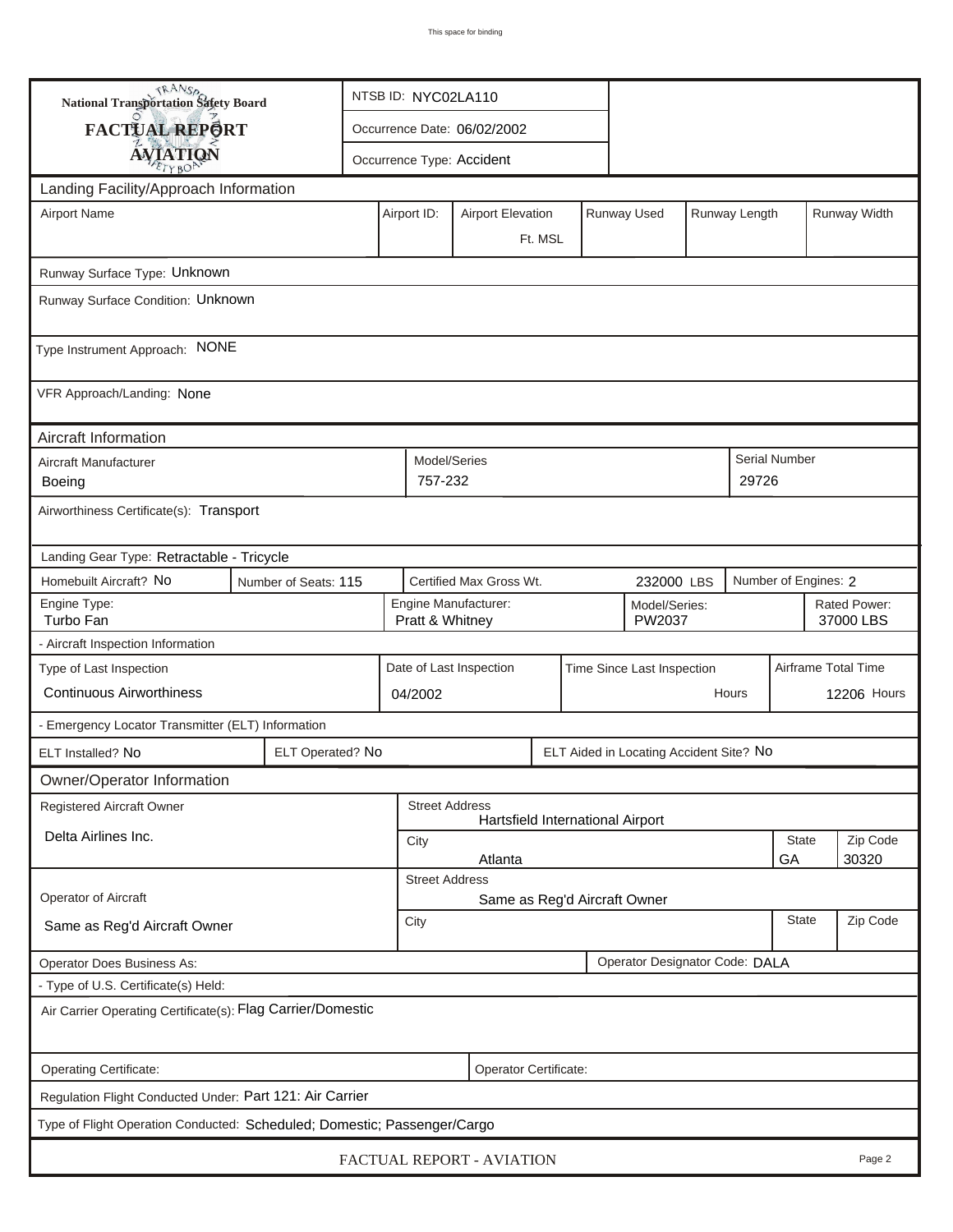This space for binding

**National Transportation Safety Board**

**FACTUAL REPORT**

**AVIATION**

NTSB ID: NYC02LA110

Occurrence Date: 06/02/2002

Occurrence Type: Accident

## Landing Facility/Approach Information

| Airport Name | Airport ID: | Airport Elevation | Runway Used | Runway Length | Runway Width |
|---|---|---|---|---|---|
| | | Ft. MSL | | | |

Runway Surface Type: Unknown

Runway Surface Condition: Unknown

Type Instrument Approach: NONE

VFR Approach/Landing: None

## Aircraft Information

| Aircraft Manufacturer | Model/Series | Serial Number |
|---|---|---|
| Boeing | 757-232 | 29726 |

Airworthiness Certificate(s): Transport

Landing Gear Type: Retractable - Tricycle

| Homebuilt Aircraft? | Number of Seats | Certified Max Gross Wt. | Number of Engines |
|---|---|---|---|
| No | 115 | 232000 LBS | 2 |

| Engine Type: | Engine Manufacturer: | Model/Series: | Rated Power: |
|---|---|---|---|
| Turbo Fan | Pratt & Whitney | PW2037 | 37000 LBS |

- Aircraft Inspection Information

| Type of Last Inspection | Date of Last Inspection | Time Since Last Inspection | Airframe Total Time |
|---|---|---|---|
| Continuous Airworthiness | 04/2002 | Hours | 12206 Hours |

- Emergency Locator Transmitter (ELT) Information

| ELT Installed? | ELT Operated? | ELT Aided in Locating Accident Site? |
|---|---|---|
| No | No | No |

## Owner/Operator Information

| Registered Aircraft Owner | Street Address | City | State | Zip Code |
|---|---|---|---|---|
| Delta Airlines Inc. | Hartsfield International Airport | Atlanta | GA | 30320 |

| Operator of Aircraft | Street Address | City | State | Zip Code |
|---|---|---|---|---|
| Same as Reg'd Aircraft Owner | Same as Reg'd Aircraft Owner | | | |

Operator Does Business As:

Operator Designator Code: DALA

- Type of U.S. Certificate(s) Held:

Air Carrier Operating Certificate(s): Flag Carrier/Domestic

Operating Certificate:

Operator Certificate:

Regulation Flight Conducted Under: Part 121: Air Carrier

Type of Flight Operation Conducted: Scheduled; Domestic; Passenger/Cargo

FACTUAL REPORT - AVIATION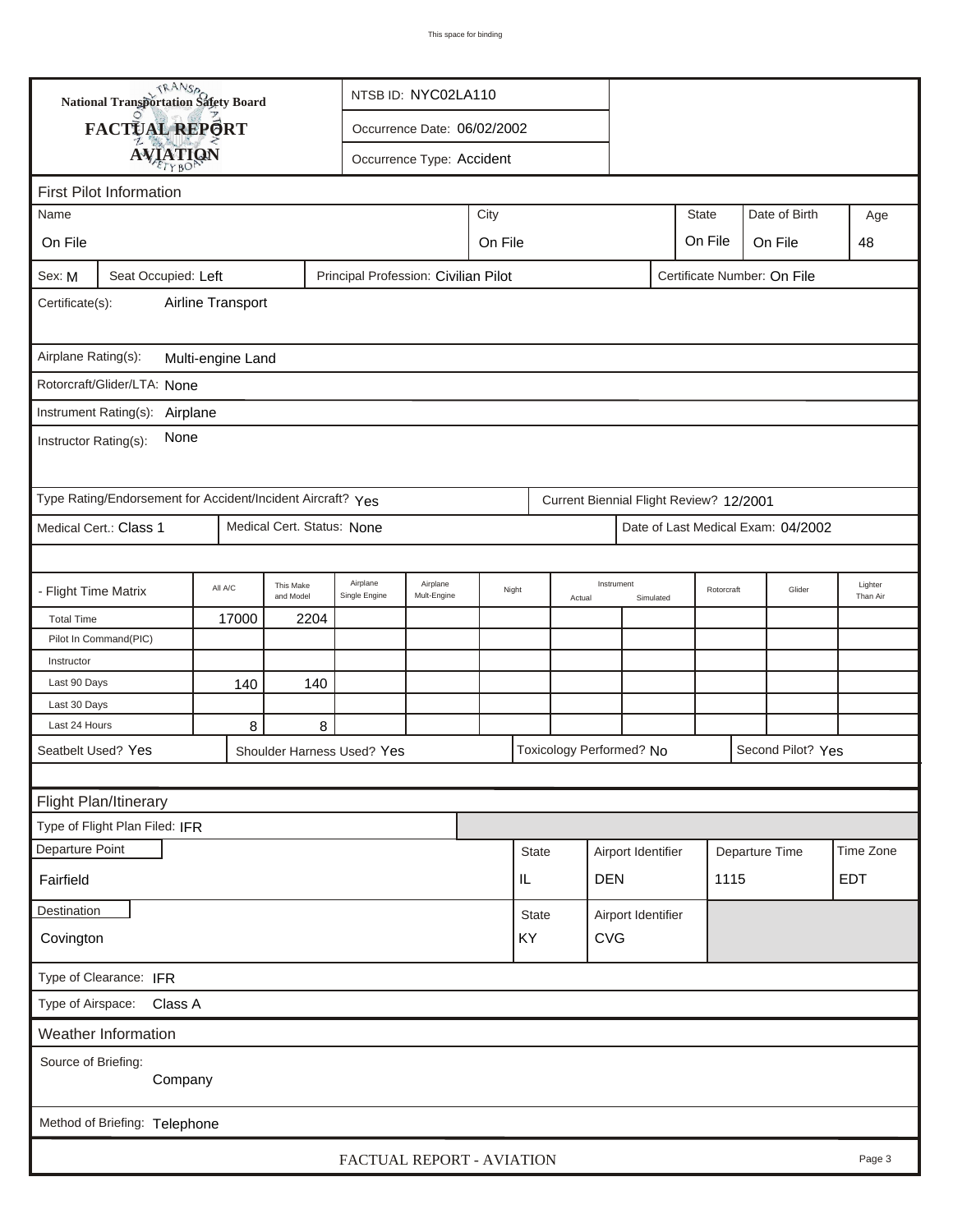This space for binding

**National Transportation Safety Board**

# FACTUAL REPORT AVIATION

NTSB ID: NYC02LA110

Occurrence Date: 06/02/2002

Occurrence Type: Accident

## First Pilot Information

| Name | City | State | Date of Birth | Age |
|---|---|---|---|---|
| On File | On File | On File | On File | 48 |

Sex: M | Seat Occupied: Left | Principal Profession: Civilian Pilot | Certificate Number: On File

Certificate(s): Airline Transport

Airplane Rating(s): Multi-engine Land

Rotorcraft/Glider/LTA: None

Instrument Rating(s): Airplane

Instructor Rating(s): None

Type Rating/Endorsement for Accident/Incident Aircraft? Yes | Current Biennial Flight Review? 12/2001

Medical Cert.: Class 1 | Medical Cert. Status: None | Date of Last Medical Exam: 04/2002

| - Flight Time Matrix | All A/C | This Make and Model | Airplane Single Engine | Airplane Mult-Engine | Night | Instrument Actual | Instrument Simulated | Rotorcraft | Glider | Lighter Than Air |
|---|---|---|---|---|---|---|---|---|---|---|
| Total Time | 17000 | 2204 | | | | | | | | |
| Pilot In Command(PIC) | | | | | | | | | | |
| Instructor | | | | | | | | | | |
| Last 90 Days | 140 | 140 | | | | | | | | |
| Last 30 Days | | | | | | | | | | |
| Last 24 Hours | 8 | 8 | | | | | | | | |

Seatbelt Used? Yes | Shoulder Harness Used? Yes | Toxicology Performed? No | Second Pilot? Yes

## Flight Plan/Itinerary

Type of Flight Plan Filed: IFR

| Departure Point | State | Airport Identifier | Departure Time | Time Zone |
|---|---|---|---|---|
| Fairfield | IL | DEN | 1115 | EDT |

| Destination | State | Airport Identifier |
|---|---|---|
| Covington | KY | CVG |

Type of Clearance: IFR

Type of Airspace: Class A

## Weather Information

Source of Briefing: Company

Method of Briefing: Telephone

FACTUAL REPORT - AVIATION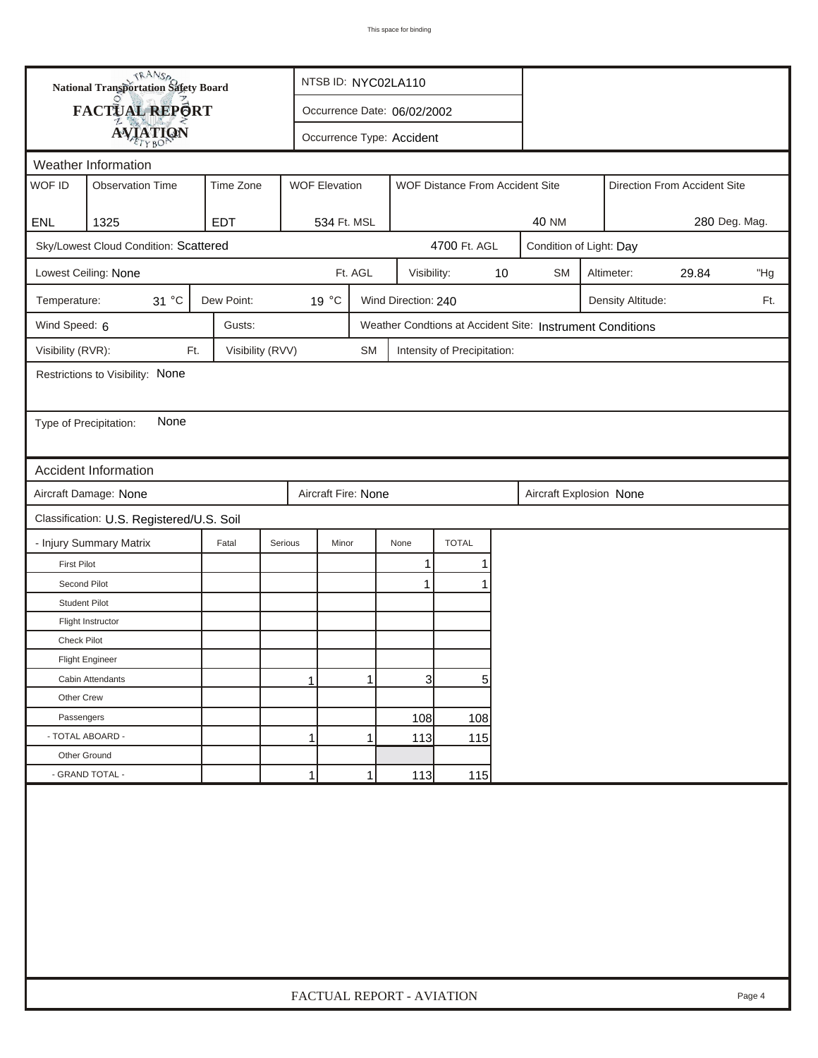**National Transportation Safety Board**
**FACTUAL REPORT**
**AVIATION**

NTSB ID: NYC02LA110

Occurrence Date: 06/02/2002

Occurrence Type: Accident

## Weather Information

| WOF ID | Observation Time | Time Zone | WOF Elevation | WOF Distance From Accident Site | Direction From Accident Site |
|---|---|---|---|---|---|
| ENL | 1325 | EDT | 534 Ft. MSL | 40 NM | 280 Deg. Mag. |

Sky/Lowest Cloud Condition: Scattered — 4700 Ft. AGL

Condition of Light: Day

Lowest Ceiling: None Ft. AGL

Visibility: 10 SM

Altimeter: 29.84 "Hg

Temperature: 31 °C

Dew Point: 19 °C

Wind Direction: 240

Density Altitude: Ft.

Wind Speed: 6

Gusts:

Weather Condtions at Accident Site: Instrument Conditions

Visibility (RVR): Ft.

Visibility (RVV) SM

Intensity of Precipitation:

Restrictions to Visibility: None

Type of Precipitation: None

## Accident Information

Aircraft Damage: None

Aircraft Fire: None

Aircraft Explosion None

Classification: U.S. Registered/U.S. Soil

| - Injury Summary Matrix | Fatal | Serious | Minor | None | TOTAL |
|---|---|---|---|---|---|
| First Pilot | | | | 1 | 1 |
| Second Pilot | | | | 1 | 1 |
| Student Pilot | | | | | |
| Flight Instructor | | | | | |
| Check Pilot | | | | | |
| Flight Engineer | | | | | |
| Cabin Attendants | | 1 | 1 | 3 | 5 |
| Other Crew | | | | | |
| Passengers | | | | 108 | 108 |
| - TOTAL ABOARD - | | 1 | 1 | 113 | 115 |
| Other Ground | | | | | |
| - GRAND TOTAL - | | 1 | 1 | 113 | 115 |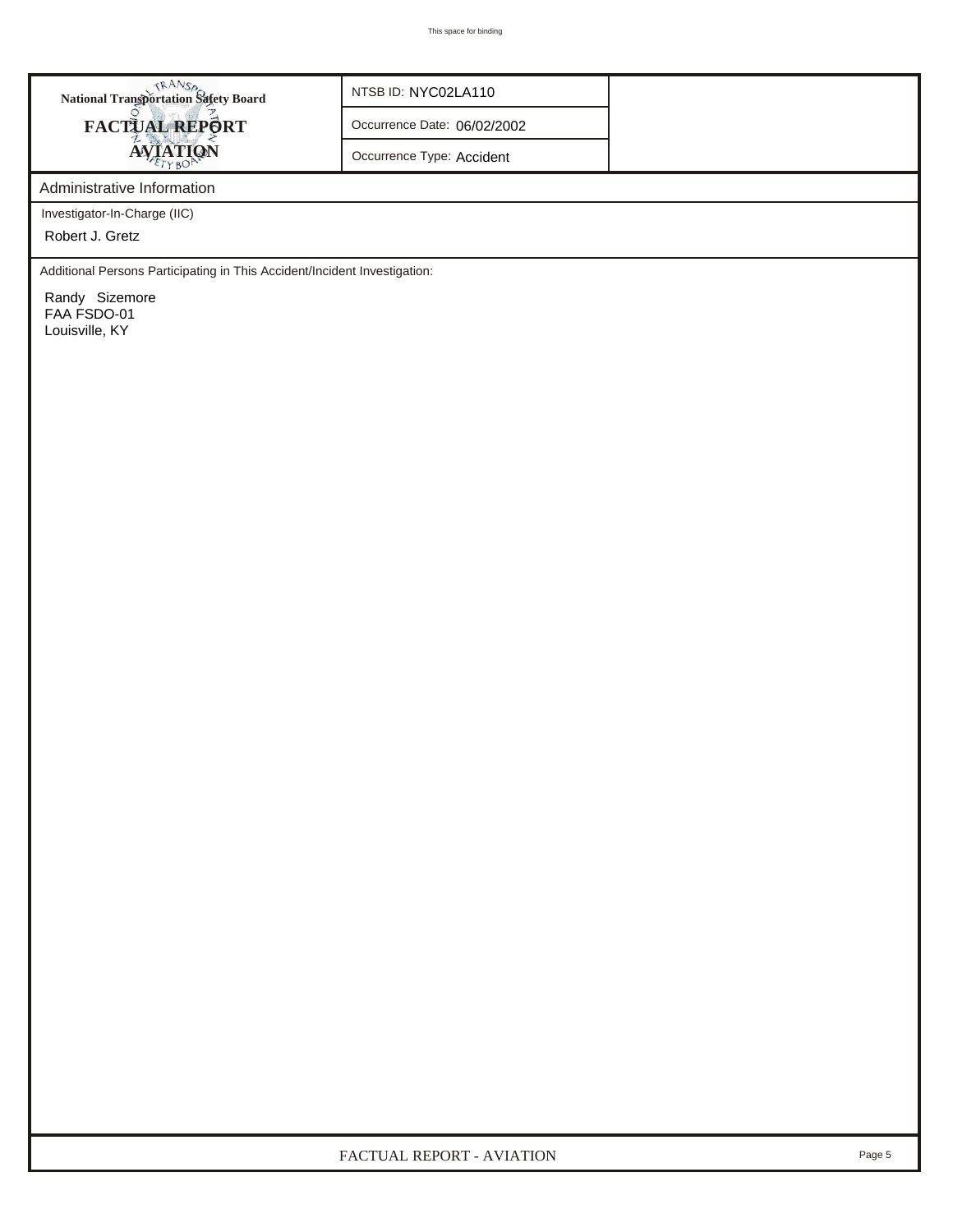**National Transportation Safety Board**

**FACTUAL REPORT**

**AVIATION**

| | |
|---|---|
| NTSB ID: NYC02LA110 | |
| Occurrence Date: 06/02/2002 | |
| Occurrence Type: Accident | |

## Administrative Information

Investigator-In-Charge (IIC)

Robert J. Gretz

Additional Persons Participating in This Accident/Incident Investigation:

Randy Sizemore
FAA FSDO-01
Louisville, KY